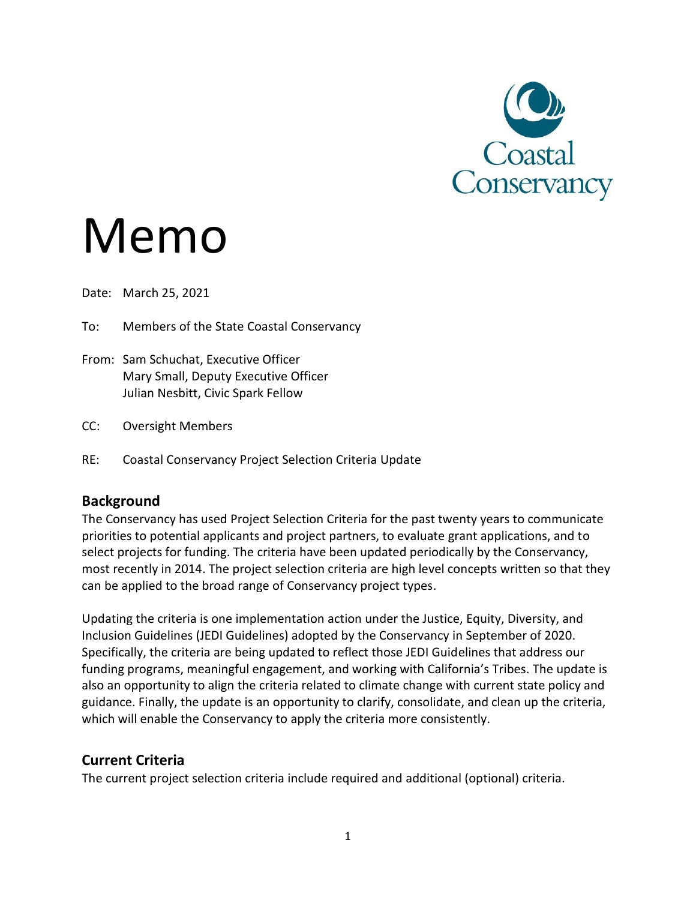Coastal Conservancy

# Memo

Date: March 25, 2021

To: Members of the State Coastal Conservancy

From: Sam Schuchat, Executive Officer
Mary Small, Deputy Executive Officer
Julian Nesbitt, Civic Spark Fellow

CC: Oversight Members

RE: Coastal Conservancy Project Selection Criteria Update

## Background

The Conservancy has used Project Selection Criteria for the past twenty years to communicate priorities to potential applicants and project partners, to evaluate grant applications, and to select projects for funding. The criteria have been updated periodically by the Conservancy, most recently in 2014. The project selection criteria are high level concepts written so that they can be applied to the broad range of Conservancy project types.

Updating the criteria is one implementation action under the Justice, Equity, Diversity, and Inclusion Guidelines (JEDI Guidelines) adopted by the Conservancy in September of 2020. Specifically, the criteria are being updated to reflect those JEDI Guidelines that address our funding programs, meaningful engagement, and working with California's Tribes. The update is also an opportunity to align the criteria related to climate change with current state policy and guidance. Finally, the update is an opportunity to clarify, consolidate, and clean up the criteria, which will enable the Conservancy to apply the criteria more consistently.

## Current Criteria

The current project selection criteria include required and additional (optional) criteria.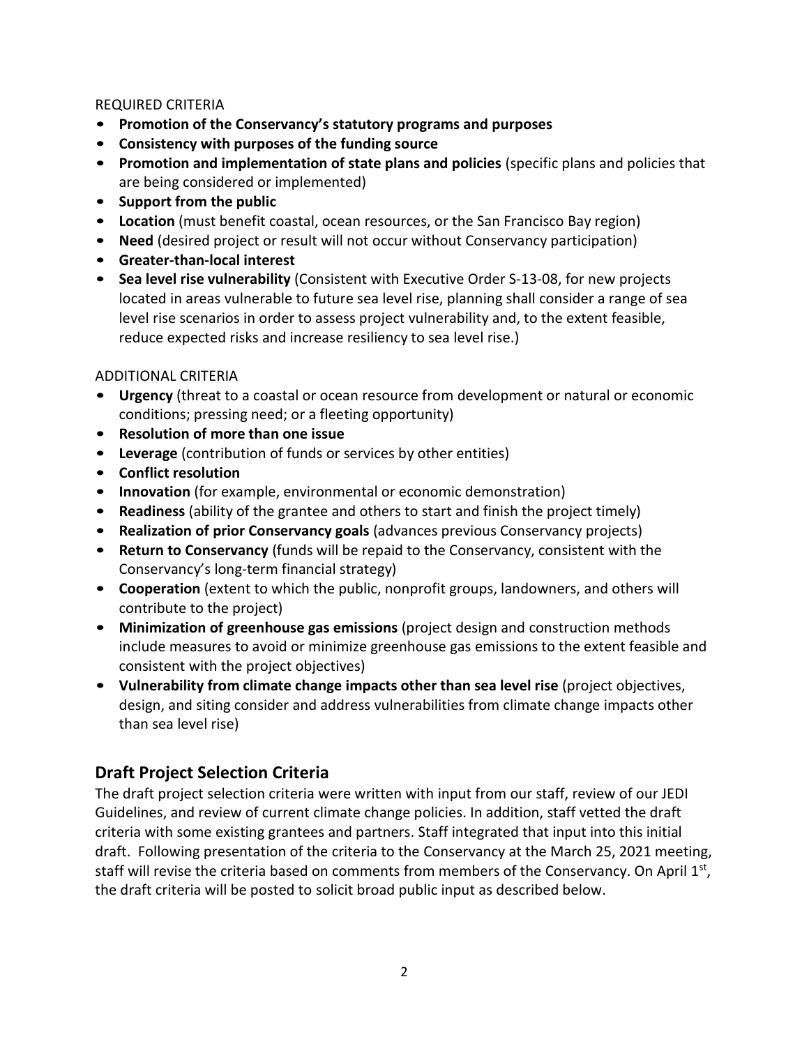REQUIRED CRITERIA

- **Promotion of the Conservancy's statutory programs and purposes**
- **Consistency with purposes of the funding source**
- **Promotion and implementation of state plans and policies** (specific plans and policies that are being considered or implemented)
- **Support from the public**
- **Location** (must benefit coastal, ocean resources, or the San Francisco Bay region)
- **Need** (desired project or result will not occur without Conservancy participation)
- **Greater-than-local interest**
- **Sea level rise vulnerability** (Consistent with Executive Order S-13-08, for new projects located in areas vulnerable to future sea level rise, planning shall consider a range of sea level rise scenarios in order to assess project vulnerability and, to the extent feasible, reduce expected risks and increase resiliency to sea level rise.)

ADDITIONAL CRITERIA

- **Urgency** (threat to a coastal or ocean resource from development or natural or economic conditions; pressing need; or a fleeting opportunity)
- **Resolution of more than one issue**
- **Leverage** (contribution of funds or services by other entities)
- **Conflict resolution**
- **Innovation** (for example, environmental or economic demonstration)
- **Readiness** (ability of the grantee and others to start and finish the project timely)
- **Realization of prior Conservancy goals** (advances previous Conservancy projects)
- **Return to Conservancy** (funds will be repaid to the Conservancy, consistent with the Conservancy's long-term financial strategy)
- **Cooperation** (extent to which the public, nonprofit groups, landowners, and others will contribute to the project)
- **Minimization of greenhouse gas emissions** (project design and construction methods include measures to avoid or minimize greenhouse gas emissions to the extent feasible and consistent with the project objectives)
- **Vulnerability from climate change impacts other than sea level rise** (project objectives, design, and siting consider and address vulnerabilities from climate change impacts other than sea level rise)

## Draft Project Selection Criteria

The draft project selection criteria were written with input from our staff, review of our JEDI Guidelines, and review of current climate change policies. In addition, staff vetted the draft criteria with some existing grantees and partners. Staff integrated that input into this initial draft. Following presentation of the criteria to the Conservancy at the March 25, 2021 meeting, staff will revise the criteria based on comments from members of the Conservancy. On April 1st, the draft criteria will be posted to solicit broad public input as described below.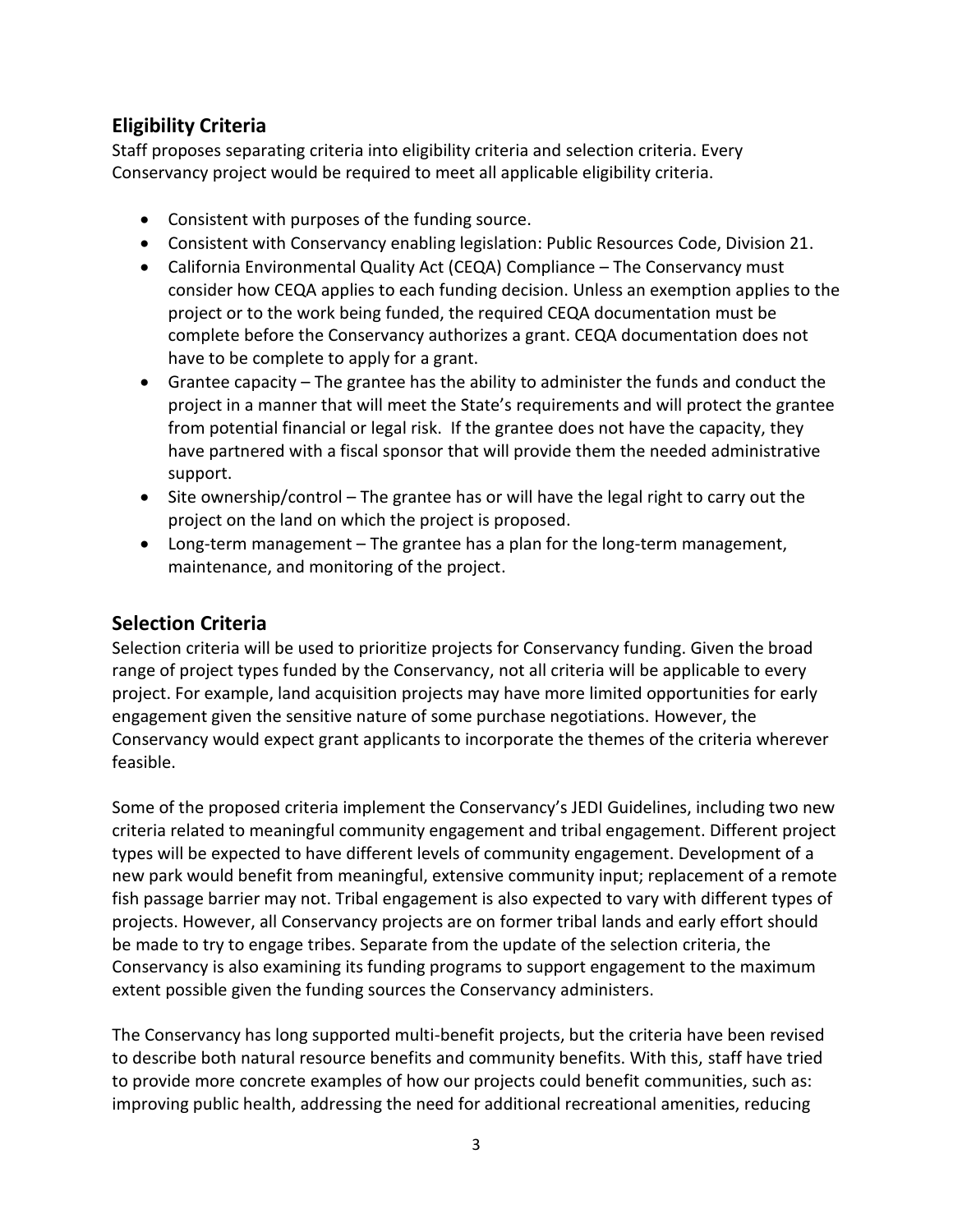## Eligibility Criteria

Staff proposes separating criteria into eligibility criteria and selection criteria. Every Conservancy project would be required to meet all applicable eligibility criteria.

- Consistent with purposes of the funding source.
- Consistent with Conservancy enabling legislation: Public Resources Code, Division 21.
- California Environmental Quality Act (CEQA) Compliance – The Conservancy must consider how CEQA applies to each funding decision. Unless an exemption applies to the project or to the work being funded, the required CEQA documentation must be complete before the Conservancy authorizes a grant. CEQA documentation does not have to be complete to apply for a grant.
- Grantee capacity – The grantee has the ability to administer the funds and conduct the project in a manner that will meet the State's requirements and will protect the grantee from potential financial or legal risk. If the grantee does not have the capacity, they have partnered with a fiscal sponsor that will provide them the needed administrative support.
- Site ownership/control – The grantee has or will have the legal right to carry out the project on the land on which the project is proposed.
- Long-term management – The grantee has a plan for the long-term management, maintenance, and monitoring of the project.

## Selection Criteria

Selection criteria will be used to prioritize projects for Conservancy funding. Given the broad range of project types funded by the Conservancy, not all criteria will be applicable to every project. For example, land acquisition projects may have more limited opportunities for early engagement given the sensitive nature of some purchase negotiations. However, the Conservancy would expect grant applicants to incorporate the themes of the criteria wherever feasible.

Some of the proposed criteria implement the Conservancy's JEDI Guidelines, including two new criteria related to meaningful community engagement and tribal engagement. Different project types will be expected to have different levels of community engagement. Development of a new park would benefit from meaningful, extensive community input; replacement of a remote fish passage barrier may not. Tribal engagement is also expected to vary with different types of projects. However, all Conservancy projects are on former tribal lands and early effort should be made to try to engage tribes. Separate from the update of the selection criteria, the Conservancy is also examining its funding programs to support engagement to the maximum extent possible given the funding sources the Conservancy administers.

The Conservancy has long supported multi-benefit projects, but the criteria have been revised to describe both natural resource benefits and community benefits. With this, staff have tried to provide more concrete examples of how our projects could benefit communities, such as: improving public health, addressing the need for additional recreational amenities, reducing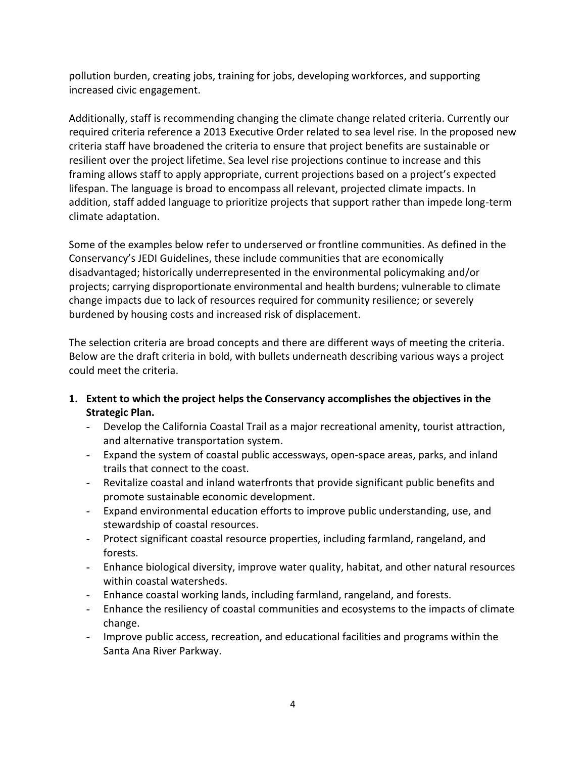pollution burden, creating jobs, training for jobs, developing workforces, and supporting increased civic engagement.

Additionally, staff is recommending changing the climate change related criteria. Currently our required criteria reference a 2013 Executive Order related to sea level rise. In the proposed new criteria staff have broadened the criteria to ensure that project benefits are sustainable or resilient over the project lifetime. Sea level rise projections continue to increase and this framing allows staff to apply appropriate, current projections based on a project's expected lifespan. The language is broad to encompass all relevant, projected climate impacts. In addition, staff added language to prioritize projects that support rather than impede long-term climate adaptation.

Some of the examples below refer to underserved or frontline communities. As defined in the Conservancy's JEDI Guidelines, these include communities that are economically disadvantaged; historically underrepresented in the environmental policymaking and/or projects; carrying disproportionate environmental and health burdens; vulnerable to climate change impacts due to lack of resources required for community resilience; or severely burdened by housing costs and increased risk of displacement.

The selection criteria are broad concepts and there are different ways of meeting the criteria. Below are the draft criteria in bold, with bullets underneath describing various ways a project could meet the criteria.

1. **Extent to which the project helps the Conservancy accomplishes the objectives in the Strategic Plan.**
    - Develop the California Coastal Trail as a major recreational amenity, tourist attraction, and alternative transportation system.
    - Expand the system of coastal public accessways, open-space areas, parks, and inland trails that connect to the coast.
    - Revitalize coastal and inland waterfronts that provide significant public benefits and promote sustainable economic development.
    - Expand environmental education efforts to improve public understanding, use, and stewardship of coastal resources.
    - Protect significant coastal resource properties, including farmland, rangeland, and forests.
    - Enhance biological diversity, improve water quality, habitat, and other natural resources within coastal watersheds.
    - Enhance coastal working lands, including farmland, rangeland, and forests.
    - Enhance the resiliency of coastal communities and ecosystems to the impacts of climate change.
    - Improve public access, recreation, and educational facilities and programs within the Santa Ana River Parkway.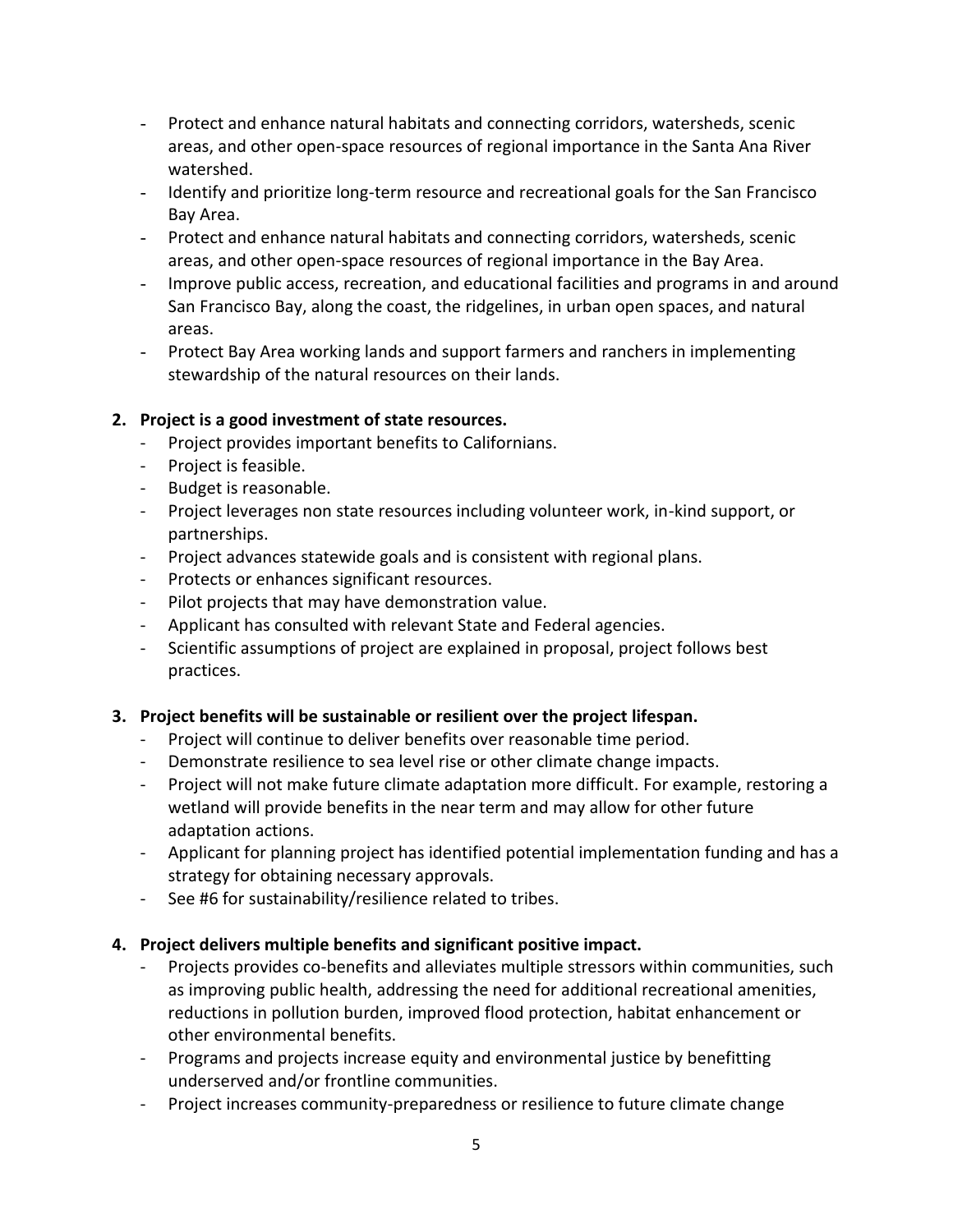- Protect and enhance natural habitats and connecting corridors, watersheds, scenic areas, and other open-space resources of regional importance in the Santa Ana River watershed.
- Identify and prioritize long-term resource and recreational goals for the San Francisco Bay Area.
- Protect and enhance natural habitats and connecting corridors, watersheds, scenic areas, and other open-space resources of regional importance in the Bay Area.
- Improve public access, recreation, and educational facilities and programs in and around San Francisco Bay, along the coast, the ridgelines, in urban open spaces, and natural areas.
- Protect Bay Area working lands and support farmers and ranchers in implementing stewardship of the natural resources on their lands.

2. **Project is a good investment of state resources.**
    - Project provides important benefits to Californians.
    - Project is feasible.
    - Budget is reasonable.
    - Project leverages non state resources including volunteer work, in-kind support, or partnerships.
    - Project advances statewide goals and is consistent with regional plans.
    - Protects or enhances significant resources.
    - Pilot projects that may have demonstration value.
    - Applicant has consulted with relevant State and Federal agencies.
    - Scientific assumptions of project are explained in proposal, project follows best practices.

3. **Project benefits will be sustainable or resilient over the project lifespan.**
    - Project will continue to deliver benefits over reasonable time period.
    - Demonstrate resilience to sea level rise or other climate change impacts.
    - Project will not make future climate adaptation more difficult. For example, restoring a wetland will provide benefits in the near term and may allow for other future adaptation actions.
    - Applicant for planning project has identified potential implementation funding and has a strategy for obtaining necessary approvals.
    - See #6 for sustainability/resilience related to tribes.

4. **Project delivers multiple benefits and significant positive impact.**
    - Projects provides co-benefits and alleviates multiple stressors within communities, such as improving public health, addressing the need for additional recreational amenities, reductions in pollution burden, improved flood protection, habitat enhancement or other environmental benefits.
    - Programs and projects increase equity and environmental justice by benefitting underserved and/or frontline communities.
    - Project increases community-preparedness or resilience to future climate change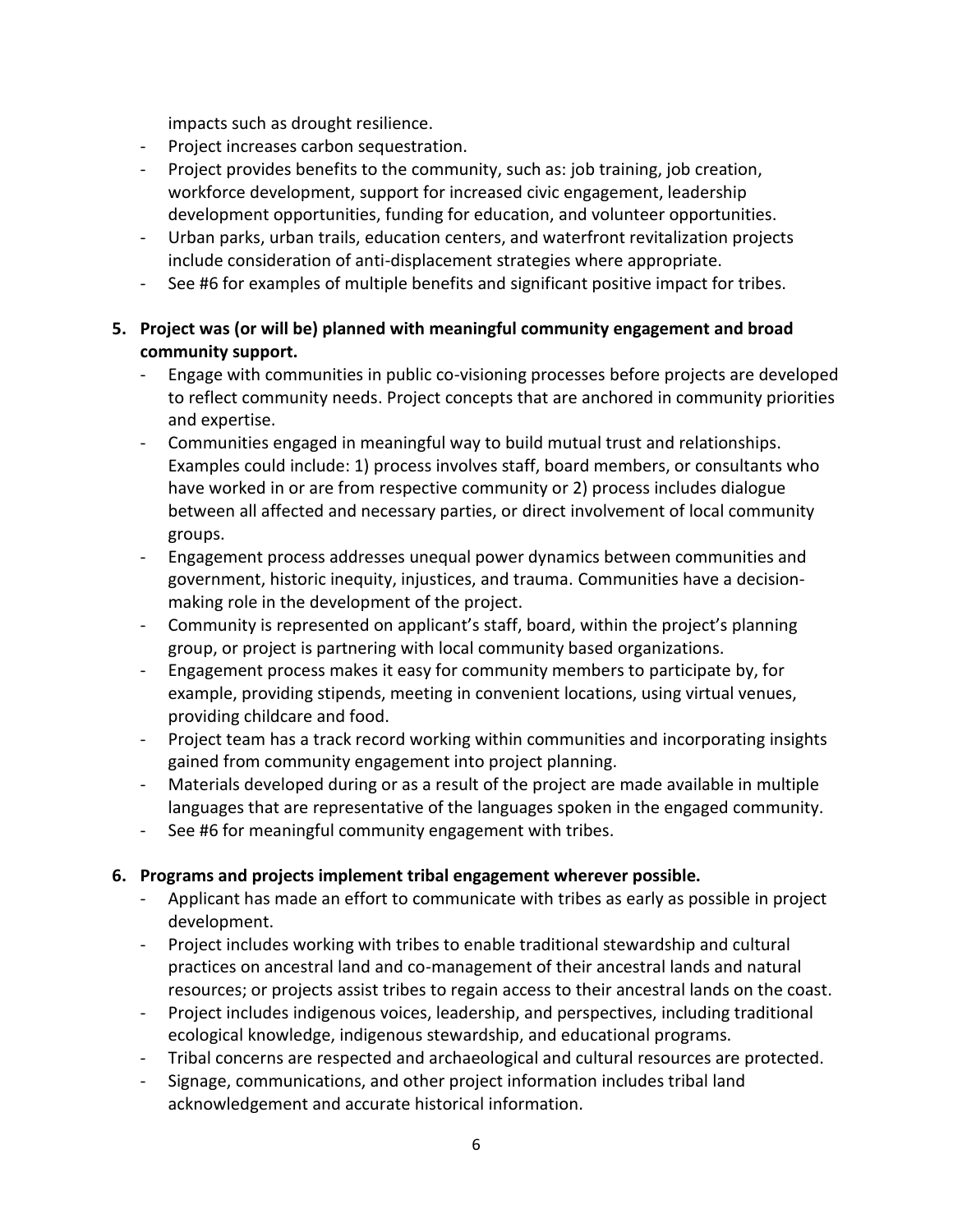impacts such as drought resilience.
- Project increases carbon sequestration.
- Project provides benefits to the community, such as: job training, job creation, workforce development, support for increased civic engagement, leadership development opportunities, funding for education, and volunteer opportunities.
- Urban parks, urban trails, education centers, and waterfront revitalization projects include consideration of anti-displacement strategies where appropriate.
- See #6 for examples of multiple benefits and significant positive impact for tribes.

**5. Project was (or will be) planned with meaningful community engagement and broad community support.**
- Engage with communities in public co-visioning processes before projects are developed to reflect community needs. Project concepts that are anchored in community priorities and expertise.
- Communities engaged in meaningful way to build mutual trust and relationships. Examples could include: 1) process involves staff, board members, or consultants who have worked in or are from respective community or 2) process includes dialogue between all affected and necessary parties, or direct involvement of local community groups.
- Engagement process addresses unequal power dynamics between communities and government, historic inequity, injustices, and trauma. Communities have a decision-making role in the development of the project.
- Community is represented on applicant's staff, board, within the project's planning group, or project is partnering with local community based organizations.
- Engagement process makes it easy for community members to participate by, for example, providing stipends, meeting in convenient locations, using virtual venues, providing childcare and food.
- Project team has a track record working within communities and incorporating insights gained from community engagement into project planning.
- Materials developed during or as a result of the project are made available in multiple languages that are representative of the languages spoken in the engaged community.
- See #6 for meaningful community engagement with tribes.

**6. Programs and projects implement tribal engagement wherever possible.**
- Applicant has made an effort to communicate with tribes as early as possible in project development.
- Project includes working with tribes to enable traditional stewardship and cultural practices on ancestral land and co-management of their ancestral lands and natural resources; or projects assist tribes to regain access to their ancestral lands on the coast.
- Project includes indigenous voices, leadership, and perspectives, including traditional ecological knowledge, indigenous stewardship, and educational programs.
- Tribal concerns are respected and archaeological and cultural resources are protected.
- Signage, communications, and other project information includes tribal land acknowledgement and accurate historical information.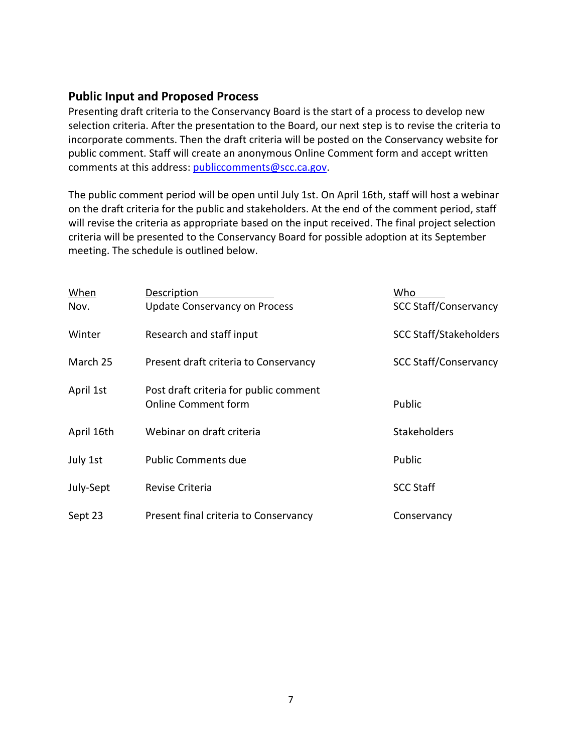## Public Input and Proposed Process

Presenting draft criteria to the Conservancy Board is the start of a process to develop new selection criteria. After the presentation to the Board, our next step is to revise the criteria to incorporate comments. Then the draft criteria will be posted on the Conservancy website for public comment. Staff will create an anonymous Online Comment form and accept written comments at this address: publiccomments@scc.ca.gov.

The public comment period will be open until July 1st. On April 16th, staff will host a webinar on the draft criteria for the public and stakeholders. At the end of the comment period, staff will revise the criteria as appropriate based on the input received. The final project selection criteria will be presented to the Conservancy Board for possible adoption at its September meeting. The schedule is outlined below.

| When | Description | Who |
|---|---|---|
| Nov. | Update Conservancy on Process | SCC Staff/Conservancy |
| Winter | Research and staff input | SCC Staff/Stakeholders |
| March 25 | Present draft criteria to Conservancy | SCC Staff/Conservancy |
| April 1st | Post draft criteria for public comment<br>Online Comment form | Public |
| April 16th | Webinar on draft criteria | Stakeholders |
| July 1st | Public Comments due | Public |
| July-Sept | Revise Criteria | SCC Staff |
| Sept 23 | Present final criteria to Conservancy | Conservancy |